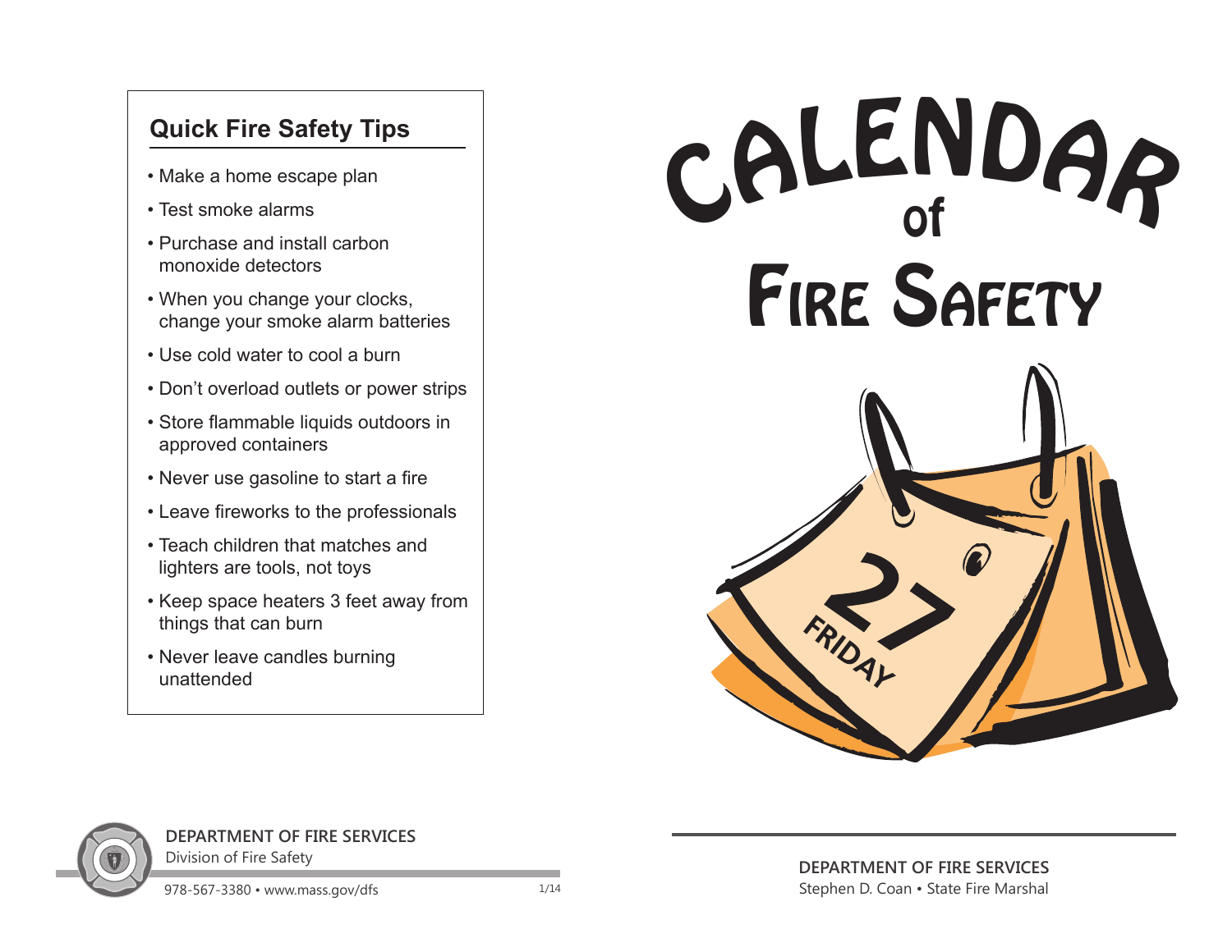## Quick Fire Safety Tips

- Make a home escape plan
- Test smoke alarms
- Purchase and install carbon monoxide detectors
- When you change your clocks, change your smoke alarm batteries
- Use cold water to cool a burn
- Don't overload outlets or power strips
- Store flammable liquids outdoors in approved containers
- Never use gasoline to start a fire
- Leave fireworks to the professionals
- Teach children that matches and lighters are tools, not toys
- Keep space heaters 3 feet away from things that can burn
- Never leave candles burning unattended

**DEPARTMENT OF FIRE SERVICES**
Division of Fire Safety

978-567-3380 • www.mass.gov/dfs

1/14

# Calendar of Fire Safety

27
FRIDAY

**DEPARTMENT OF FIRE SERVICES**
Stephen D. Coan • State Fire Marshal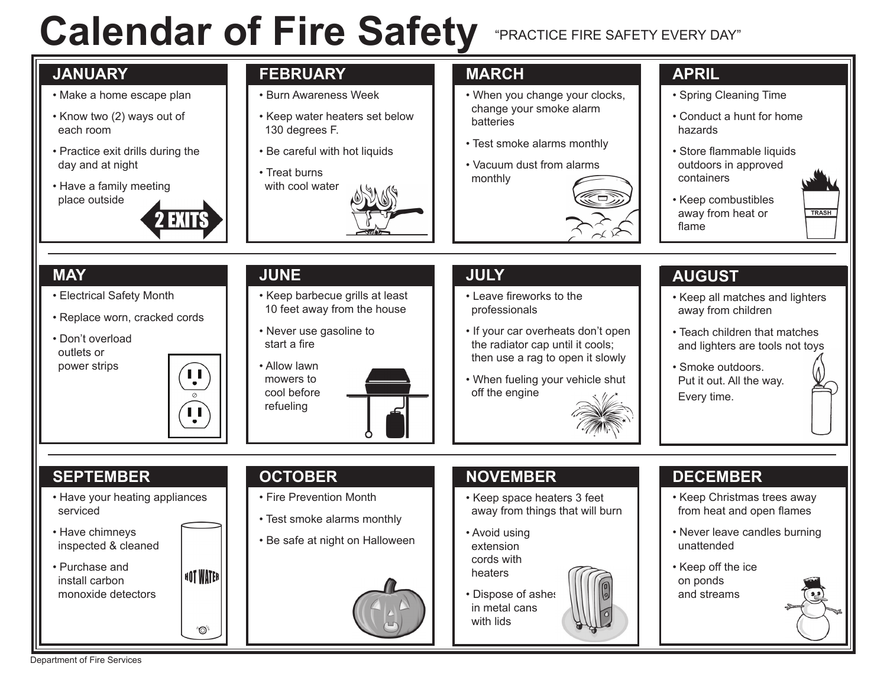# Calendar of Fire Safety

"PRACTICE FIRE SAFETY EVERY DAY"

## JANUARY

- Make a home escape plan
- Know two (2) ways out of each room
- Practice exit drills during the day and at night
- Have a family meeting place outside

2 EXITS

## FEBRUARY

- Burn Awareness Week
- Keep water heaters set below 130 degrees F.
- Be careful with hot liquids
- Treat burns with cool water

## MARCH

- When you change your clocks, change your smoke alarm batteries
- Test smoke alarms monthly
- Vacuum dust from alarms monthly

## APRIL

- Spring Cleaning Time
- Conduct a hunt for home hazards
- Store flammable liquids outdoors in approved containers
- Keep combustibles away from heat or flame

TRASH

## MAY

- Electrical Safety Month
- Replace worn, cracked cords
- Don't overload outlets or power strips

## JUNE

- Keep barbecue grills at least 10 feet away from the house
- Never use gasoline to start a fire
- Allow lawn mowers to cool before refueling

## JULY

- Leave fireworks to the professionals
- If your car overheats don't open the radiator cap until it cools; then use a rag to open it slowly
- When fueling your vehicle shut off the engine

## AUGUST

- Keep all matches and lighters away from children
- Teach children that matches and lighters are tools not toys
- Smoke outdoors. Put it out. All the way. Every time.

## SEPTEMBER

- Have your heating appliances serviced
- Have chimneys inspected & cleaned
- Purchase and install carbon monoxide detectors

HOT WATER

## OCTOBER

- Fire Prevention Month
- Test smoke alarms monthly
- Be safe at night on Halloween

## NOVEMBER

- Keep space heaters 3 feet away from things that will burn
- Avoid using extension cords with heaters
- Dispose of ashes in metal cans with lids

## DECEMBER

- Keep Christmas trees away from heat and open flames
- Never leave candles burning unattended
- Keep off the ice on ponds and streams

Department of Fire Services